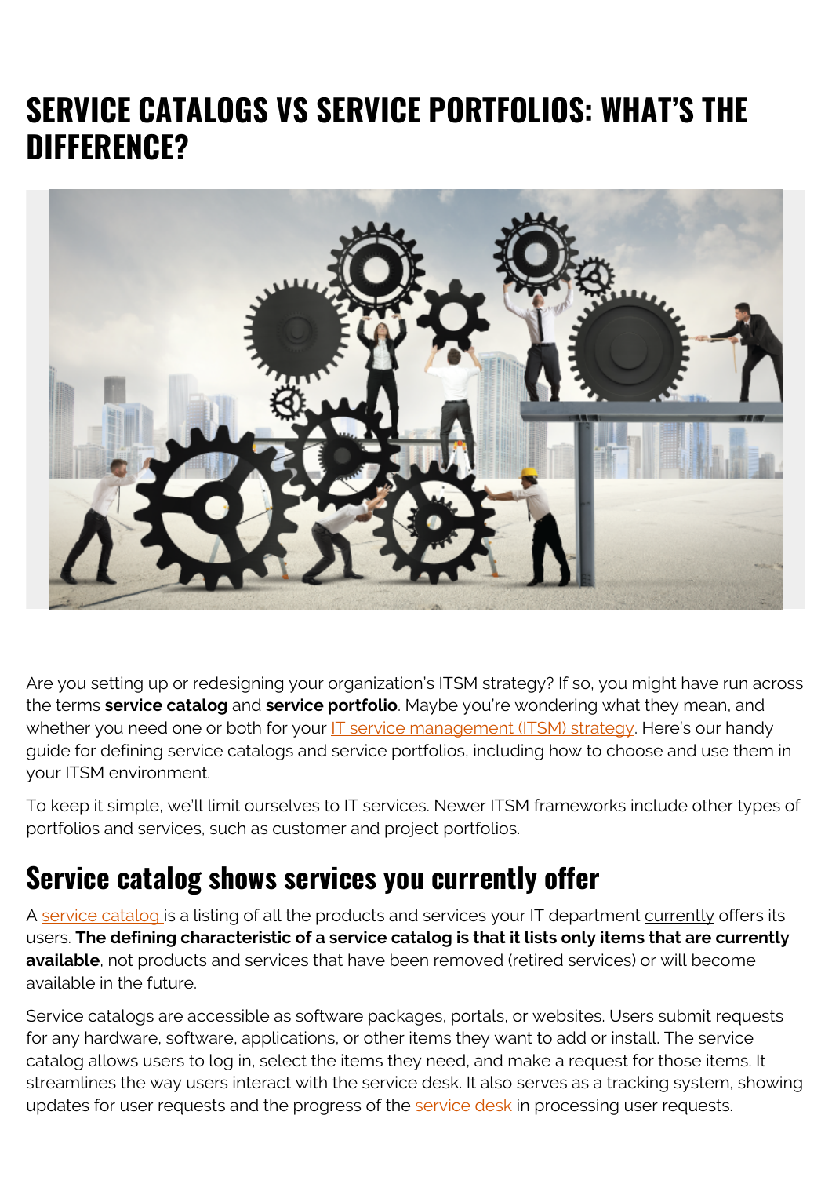# SERVICE CATALOGS VS SERVICE PORTFOLIOS: WHAT'S THE DIFFERENCE?

Are you setting up or redesigning your organization's ITSM strategy? If so, you might have run across the terms **service catalog** and **service portfolio**. Maybe you're wondering what they mean, and whether you need one or both for your IT service management (ITSM) strategy. Here's our handy guide for defining service catalogs and service portfolios, including how to choose and use them in your ITSM environment.

To keep it simple, we'll limit ourselves to IT services. Newer ITSM frameworks include other types of portfolios and services, such as customer and project portfolios.

## Service catalog shows services you currently offer

A service catalog is a listing of all the products and services your IT department currently offers its users. **The defining characteristic of a service catalog is that it lists only items that are currently available**, not products and services that have been removed (retired services) or will become available in the future.

Service catalogs are accessible as software packages, portals, or websites. Users submit requests for any hardware, software, applications, or other items they want to add or install. The service catalog allows users to log in, select the items they need, and make a request for those items. It streamlines the way users interact with the service desk. It also serves as a tracking system, showing updates for user requests and the progress of the service desk in processing user requests.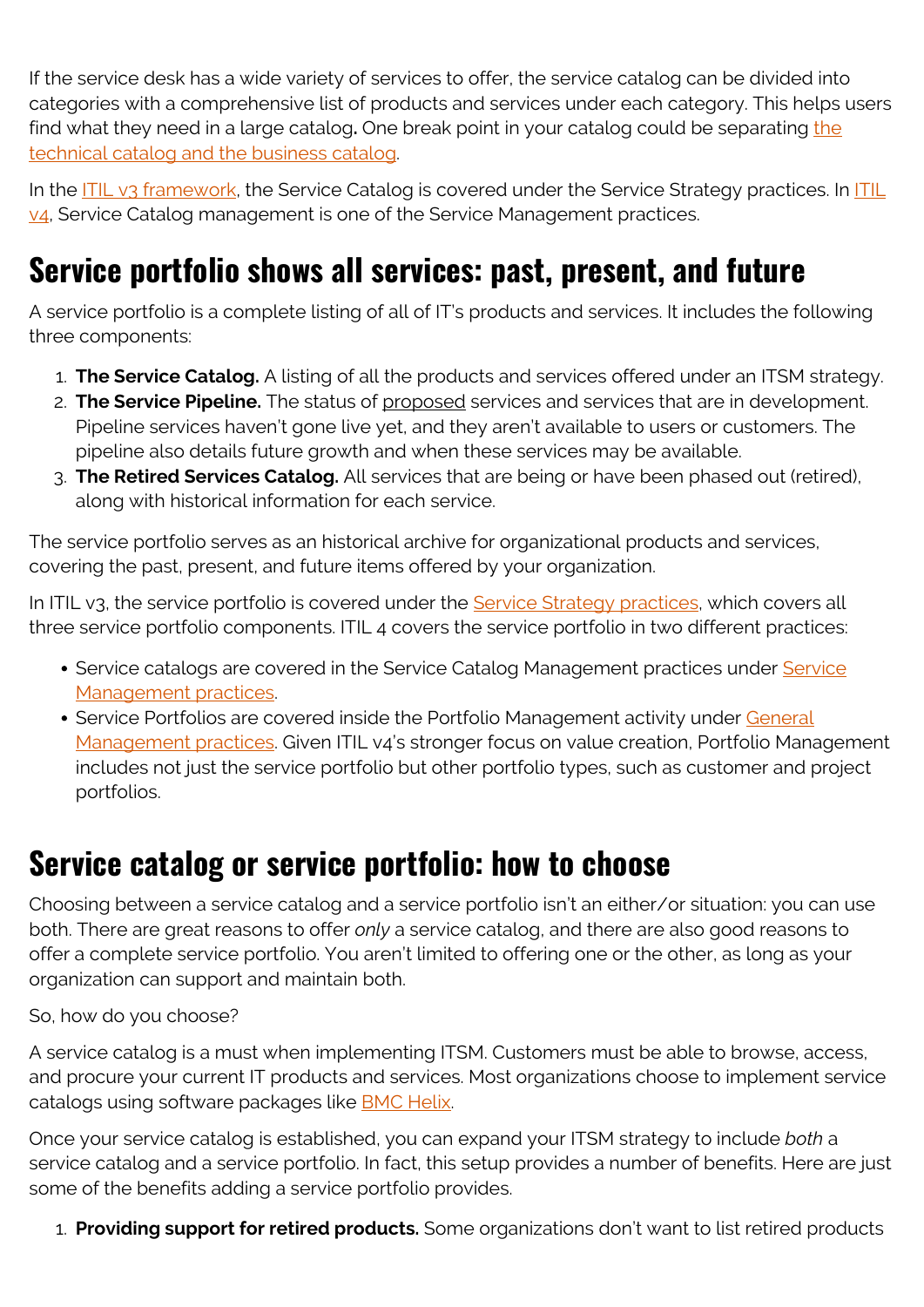If the service desk has a wide variety of services to offer, the service catalog can be divided into categories with a comprehensive list of products and services under each category. This helps users find what they need in a large catalog**.** One break point in your catalog could be separating the technical catalog and the business catalog.

In the ITIL v3 framework, the Service Catalog is covered under the Service Strategy practices. In ITIL v4, Service Catalog management is one of the Service Management practices.

## Service portfolio shows all services: past, present, and future

A service portfolio is a complete listing of all of IT's products and services. It includes the following three components:

1. **The Service Catalog.** A listing of all the products and services offered under an ITSM strategy.
2. **The Service Pipeline.** The status of proposed services and services that are in development. Pipeline services haven't gone live yet, and they aren't available to users or customers. The pipeline also details future growth and when these services may be available.
3. **The Retired Services Catalog.** All services that are being or have been phased out (retired), along with historical information for each service.

The service portfolio serves as an historical archive for organizational products and services, covering the past, present, and future items offered by your organization.

In ITIL v3, the service portfolio is covered under the Service Strategy practices, which covers all three service portfolio components. ITIL 4 covers the service portfolio in two different practices:

- Service catalogs are covered in the Service Catalog Management practices under Service Management practices.
- Service Portfolios are covered inside the Portfolio Management activity under General Management practices. Given ITIL v4's stronger focus on value creation, Portfolio Management includes not just the service portfolio but other portfolio types, such as customer and project portfolios.

## Service catalog or service portfolio: how to choose

Choosing between a service catalog and a service portfolio isn't an either/or situation: you can use both. There are great reasons to offer *only* a service catalog, and there are also good reasons to offer a complete service portfolio. You aren't limited to offering one or the other, as long as your organization can support and maintain both.

So, how do you choose?

A service catalog is a must when implementing ITSM. Customers must be able to browse, access, and procure your current IT products and services. Most organizations choose to implement service catalogs using software packages like BMC Helix.

Once your service catalog is established, you can expand your ITSM strategy to include *both* a service catalog and a service portfolio. In fact, this setup provides a number of benefits. Here are just some of the benefits adding a service portfolio provides.

1. **Providing support for retired products.** Some organizations don't want to list retired products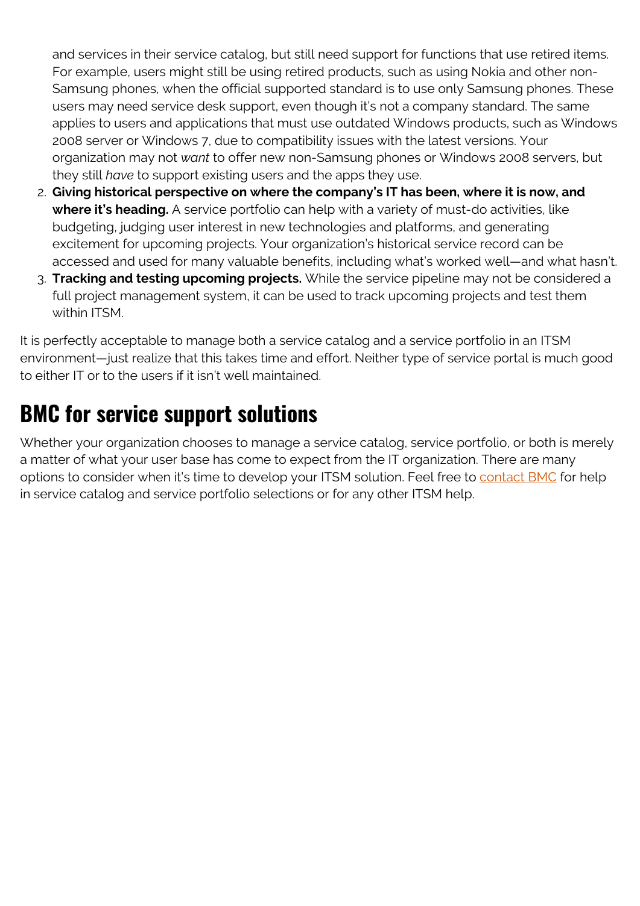and services in their service catalog, but still need support for functions that use retired items. For example, users might still be using retired products, such as using Nokia and other non-Samsung phones, when the official supported standard is to use only Samsung phones. These users may need service desk support, even though it's not a company standard. The same applies to users and applications that must use outdated Windows products, such as Windows 2008 server or Windows 7, due to compatibility issues with the latest versions. Your organization may not *want* to offer new non-Samsung phones or Windows 2008 servers, but they still *have* to support existing users and the apps they use.

2. **Giving historical perspective on where the company's IT has been, where it is now, and where it's heading.** A service portfolio can help with a variety of must-do activities, like budgeting, judging user interest in new technologies and platforms, and generating excitement for upcoming projects. Your organization's historical service record can be accessed and used for many valuable benefits, including what's worked well—and what hasn't.
3. **Tracking and testing upcoming projects.** While the service pipeline may not be considered a full project management system, it can be used to track upcoming projects and test them within ITSM.

It is perfectly acceptable to manage both a service catalog and a service portfolio in an ITSM environment—just realize that this takes time and effort. Neither type of service portal is much good to either IT or to the users if it isn't well maintained.

## BMC for service support solutions

Whether your organization chooses to manage a service catalog, service portfolio, or both is merely a matter of what your user base has come to expect from the IT organization. There are many options to consider when it's time to develop your ITSM solution. Feel free to contact BMC for help in service catalog and service portfolio selections or for any other ITSM help.